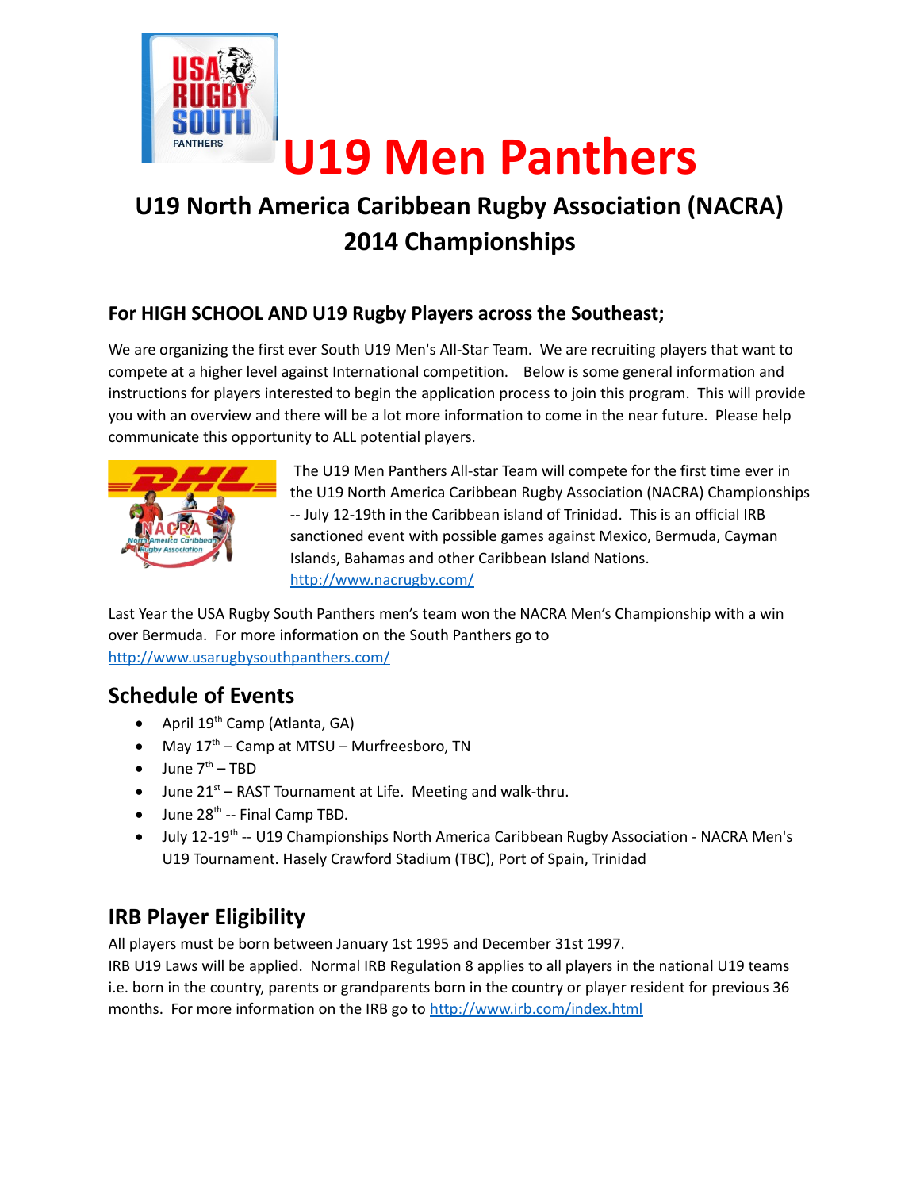# U19 Men Panthers

## U19 North America Caribbean Rugby Association (NACRA) 2014 Championships

### For HIGH SCHOOL AND U19 Rugby Players across the Southeast;

We are organizing the first ever South U19 Men's All-Star Team. We are recruiting players that want to compete at a higher level against International competition. Below is some general information and instructions for players interested to begin the application process to join this program. This will provide you with an overview and there will be a lot more information to come in the near future. Please help communicate this opportunity to ALL potential players.

The U19 Men Panthers All-star Team will compete for the first time ever in the U19 North America Caribbean Rugby Association (NACRA) Championships -- July 12-19th in the Caribbean island of Trinidad. This is an official IRB sanctioned event with possible games against Mexico, Bermuda, Cayman Islands, Bahamas and other Caribbean Island Nations. http://www.nacrugby.com/

Last Year the USA Rugby South Panthers men's team won the NACRA Men's Championship with a win over Bermuda. For more information on the South Panthers go to http://www.usarugbysouthpanthers.com/

## Schedule of Events

- April 19th Camp (Atlanta, GA)
- May 17th – Camp at MTSU – Murfreesboro, TN
- June 7th – TBD
- June 21st – RAST Tournament at Life. Meeting and walk-thru.
- June 28th -- Final Camp TBD.
- July 12-19th -- U19 Championships North America Caribbean Rugby Association - NACRA Men's U19 Tournament. Hasely Crawford Stadium (TBC), Port of Spain, Trinidad

## IRB Player Eligibility

All players must be born between January 1st 1995 and December 31st 1997.
IRB U19 Laws will be applied. Normal IRB Regulation 8 applies to all players in the national U19 teams i.e. born in the country, parents or grandparents born in the country or player resident for previous 36 months. For more information on the IRB go to http://www.irb.com/index.html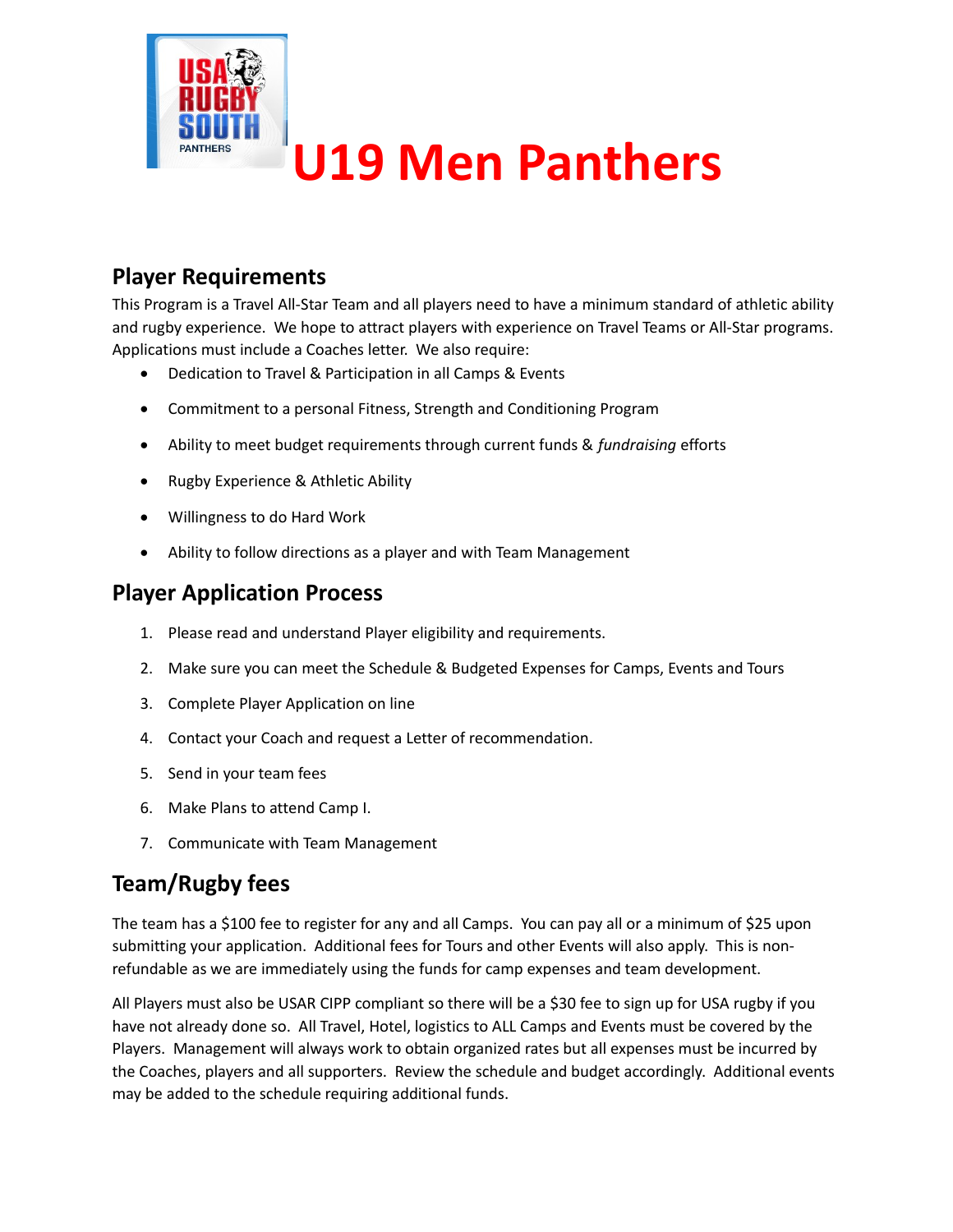# U19 Men Panthers

## Player Requirements

This Program is a Travel All-Star Team and all players need to have a minimum standard of athletic ability and rugby experience. We hope to attract players with experience on Travel Teams or All-Star programs. Applications must include a Coaches letter. We also require:

- Dedication to Travel & Participation in all Camps & Events
- Commitment to a personal Fitness, Strength and Conditioning Program
- Ability to meet budget requirements through current funds & *fundraising* efforts
- Rugby Experience & Athletic Ability
- Willingness to do Hard Work
- Ability to follow directions as a player and with Team Management

## Player Application Process

1. Please read and understand Player eligibility and requirements.
2. Make sure you can meet the Schedule & Budgeted Expenses for Camps, Events and Tours
3. Complete Player Application on line
4. Contact your Coach and request a Letter of recommendation.
5. Send in your team fees
6. Make Plans to attend Camp I.
7. Communicate with Team Management

## Team/Rugby fees

The team has a $100 fee to register for any and all Camps. You can pay all or a minimum of $25 upon submitting your application. Additional fees for Tours and other Events will also apply. This is non-refundable as we are immediately using the funds for camp expenses and team development.

All Players must also be USAR CIPP compliant so there will be a $30 fee to sign up for USA rugby if you have not already done so. All Travel, Hotel, logistics to ALL Camps and Events must be covered by the Players. Management will always work to obtain organized rates but all expenses must be incurred by the Coaches, players and all supporters. Review the schedule and budget accordingly. Additional events may be added to the schedule requiring additional funds.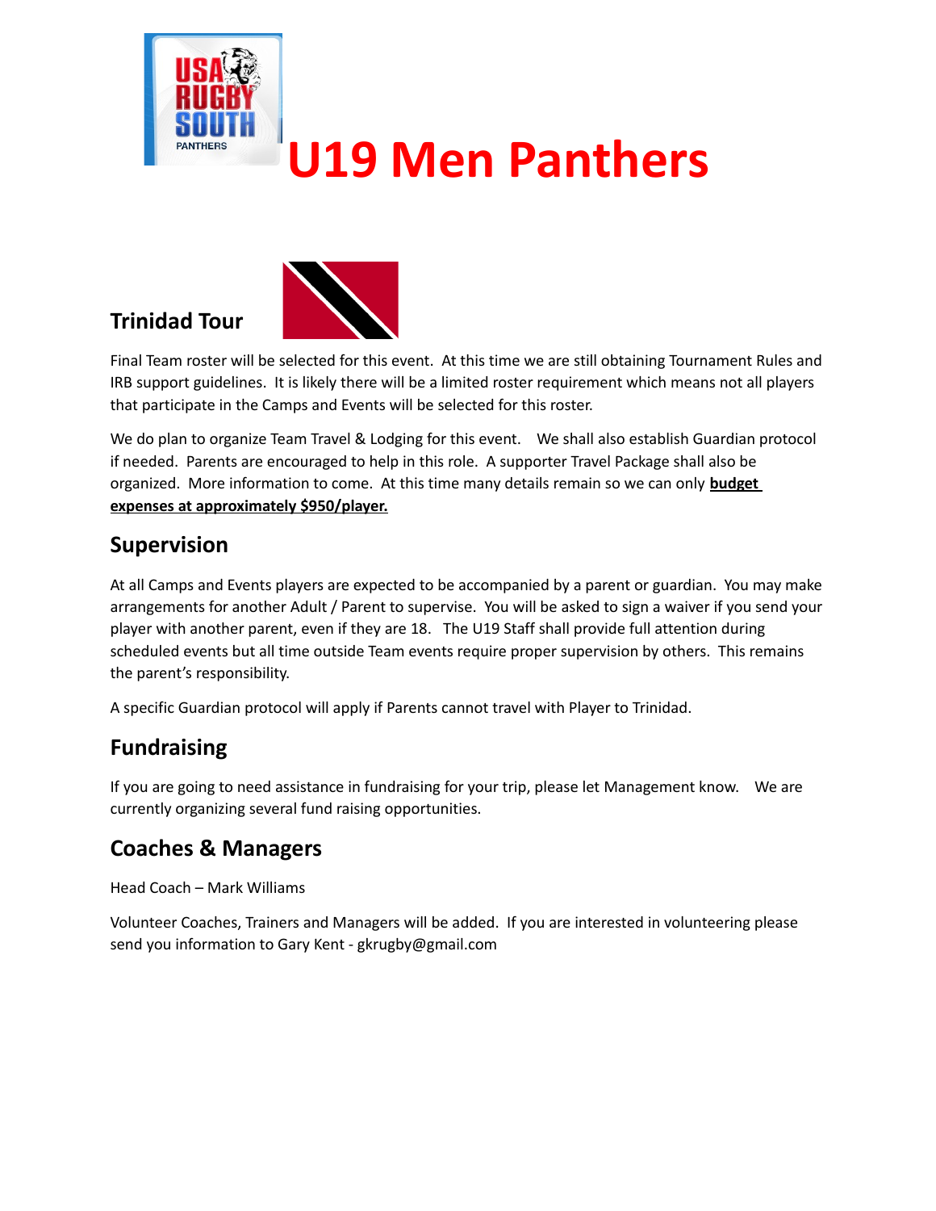# U19 Men Panthers

## Trinidad Tour

Final Team roster will be selected for this event. At this time we are still obtaining Tournament Rules and IRB support guidelines. It is likely there will be a limited roster requirement which means not all players that participate in the Camps and Events will be selected for this roster.

We do plan to organize Team Travel & Lodging for this event. We shall also establish Guardian protocol if needed. Parents are encouraged to help in this role. A supporter Travel Package shall also be organized. More information to come. At this time many details remain so we can only **budget expenses at approximately $950/player.**

## Supervision

At all Camps and Events players are expected to be accompanied by a parent or guardian. You may make arrangements for another Adult / Parent to supervise. You will be asked to sign a waiver if you send your player with another parent, even if they are 18. The U19 Staff shall provide full attention during scheduled events but all time outside Team events require proper supervision by others. This remains the parent's responsibility.

A specific Guardian protocol will apply if Parents cannot travel with Player to Trinidad.

## Fundraising

If you are going to need assistance in fundraising for your trip, please let Management know. We are currently organizing several fund raising opportunities.

## Coaches & Managers

Head Coach – Mark Williams

Volunteer Coaches, Trainers and Managers will be added. If you are interested in volunteering please send you information to Gary Kent - gkrugby@gmail.com